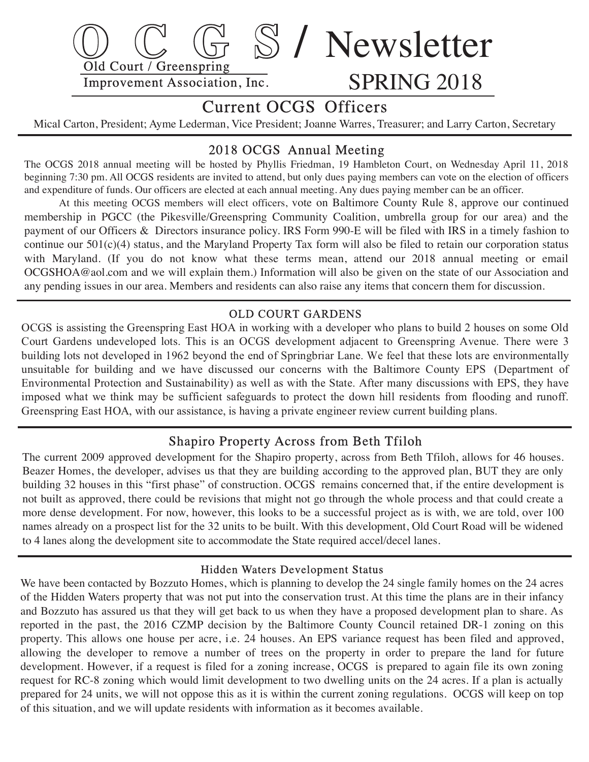# O C G S / Newsletter

Old Court / Greenspring
Improvement Association, Inc.

SPRING 2018

## Current OCGS Officers

Mical Carton, President; Ayme Lederman, Vice President; Joanne Warres, Treasurer; and Larry Carton, Secretary

## 2018 OCGS Annual Meeting

The OCGS 2018 annual meeting will be hosted by Phyllis Friedman, 19 Hambleton Court, on Wednesday April 11, 2018 beginning 7:30 pm. All OCGS residents are invited to attend, but only dues paying members can vote on the election of officers and expenditure of funds. Our officers are elected at each annual meeting. Any dues paying member can be an officer.

At this meeting OCGS members will elect officers, vote on Baltimore County Rule 8, approve our continued membership in PGCC (the Pikesville/Greenspring Community Coalition, umbrella group for our area) and the payment of our Officers & Directors insurance policy. IRS Form 990-E will be filed with IRS in a timely fashion to continue our 501(c)(4) status, and the Maryland Property Tax form will also be filed to retain our corporation status with Maryland. (If you do not know what these terms mean, attend our 2018 annual meeting or email OCGSHOA@aol.com and we will explain them.) Information will also be given on the state of our Association and any pending issues in our area. Members and residents can also raise any items that concern them for discussion.

## OLD COURT GARDENS

OCGS is assisting the Greenspring East HOA in working with a developer who plans to build 2 houses on some Old Court Gardens undeveloped lots. This is an OCGS development adjacent to Greenspring Avenue. There were 3 building lots not developed in 1962 beyond the end of Springbriar Lane. We feel that these lots are environmentally unsuitable for building and we have discussed our concerns with the Baltimore County EPS (Department of Environmental Protection and Sustainability) as well as with the State. After many discussions with EPS, they have imposed what we think may be sufficient safeguards to protect the down hill residents from flooding and runoff. Greenspring East HOA, with our assistance, is having a private engineer review current building plans.

## Shapiro Property Across from Beth Tfiloh

The current 2009 approved development for the Shapiro property, across from Beth Tfiloh, allows for 46 houses. Beazer Homes, the developer, advises us that they are building according to the approved plan, BUT they are only building 32 houses in this "first phase" of construction. OCGS remains concerned that, if the entire development is not built as approved, there could be revisions that might not go through the whole process and that could create a more dense development. For now, however, this looks to be a successful project as is with, we are told, over 100 names already on a prospect list for the 32 units to be built. With this development, Old Court Road will be widened to 4 lanes along the development site to accommodate the State required accel/decel lanes.

## Hidden Waters Development Status

We have been contacted by Bozzuto Homes, which is planning to develop the 24 single family homes on the 24 acres of the Hidden Waters property that was not put into the conservation trust. At this time the plans are in their infancy and Bozzuto has assured us that they will get back to us when they have a proposed development plan to share. As reported in the past, the 2016 CZMP decision by the Baltimore County Council retained DR-1 zoning on this property. This allows one house per acre, i.e. 24 houses. An EPS variance request has been filed and approved, allowing the developer to remove a number of trees on the property in order to prepare the land for future development. However, if a request is filed for a zoning increase, OCGS is prepared to again file its own zoning request for RC-8 zoning which would limit development to two dwelling units on the 24 acres. If a plan is actually prepared for 24 units, we will not oppose this as it is within the current zoning regulations. OCGS will keep on top of this situation, and we will update residents with information as it becomes available.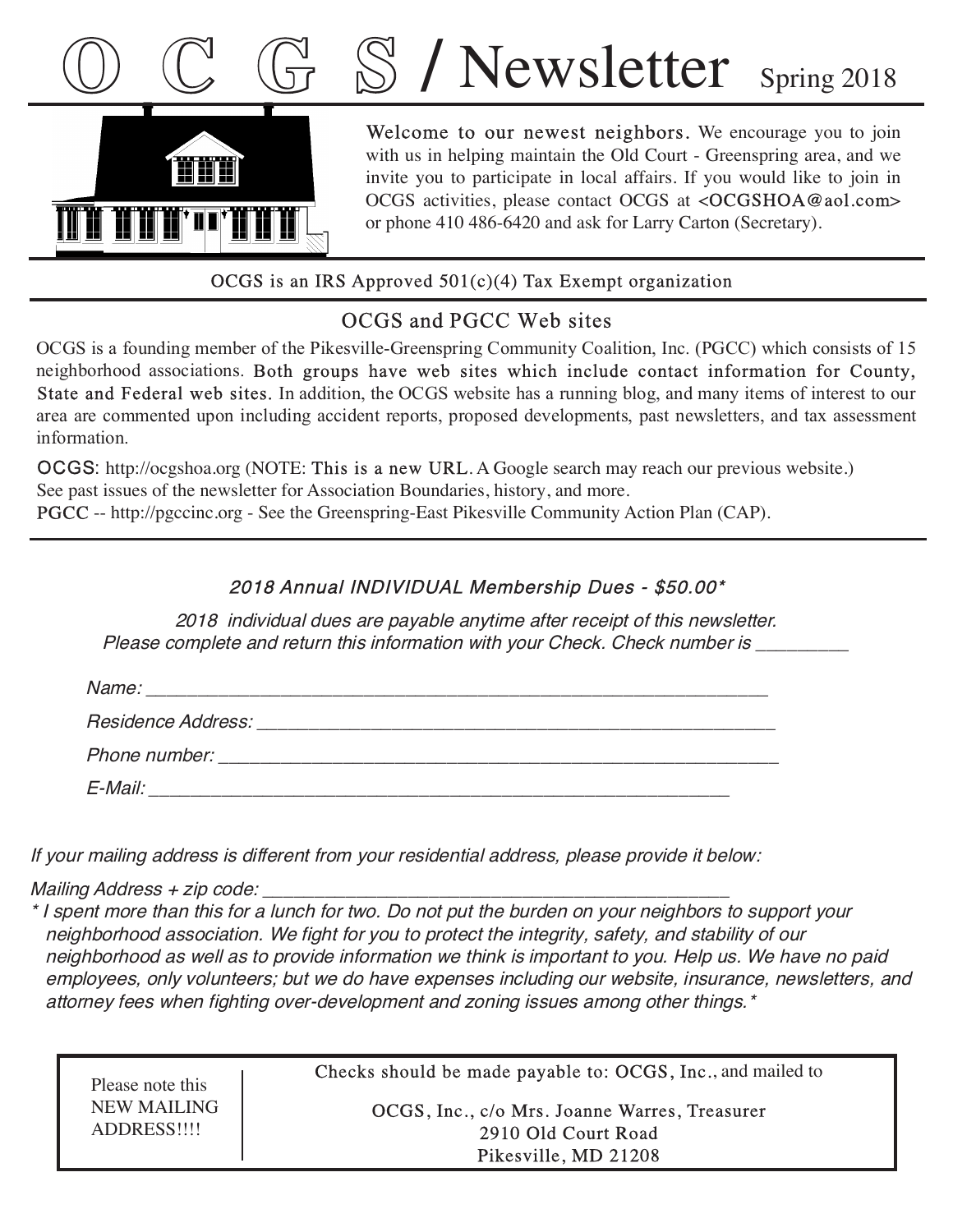# O C G S / Newsletter Spring 2018

**Welcome to our newest neighbors.** We encourage you to join with us in helping maintain the Old Court - Greenspring area, and we invite you to participate in local affairs. If you would like to join in OCGS activities, please contact OCGS at <OCGSHOA@aol.com> or phone 410 486-6420 and ask for Larry Carton (Secretary).

OCGS is an IRS Approved 501(c)(4) Tax Exempt organization

## OCGS and PGCC Web sites

OCGS is a founding member of the Pikesville-Greenspring Community Coalition, Inc. (PGCC) which consists of 15 neighborhood associations. Both groups have web sites which include contact information for County, State and Federal web sites. In addition, the OCGS website has a running blog, and many items of interest to our area are commented upon including accident reports, proposed developments, past newsletters, and tax assessment information.

**OCGS**: http://ocgshoa.org (NOTE: This is a new URL. A Google search may reach our previous website.)
See past issues of the newsletter for Association Boundaries, history, and more.
**PGCC** -- http://pgccinc.org - See the Greenspring-East Pikesville Community Action Plan (CAP).

*2018 Annual INDIVIDUAL Membership Dues - $50.00**

*2018 individual dues are payable anytime after receipt of this newsletter.*
*Please complete and return this information with your Check. Check number is _________*

*Name: ____________________________________________________________*

*Residence Address: ________________________________________________*

*Phone number: ____________________________________________________*

*E-Mail: __________________________________________________________*

*If your mailing address is different from your residential address, please provide it below:*

*Mailing Address + zip code: _____________________________________________*

** I spent more than this for a lunch for two. Do not put the burden on your neighbors to support your neighborhood association. We fight for you to protect the integrity, safety, and stability of our neighborhood as well as to provide information we think is important to you. Help us. We have no paid employees, only volunteers; but we do have expenses including our website, insurance, newsletters, and attorney fees when fighting over-development and zoning issues among other things.**

Please note this NEW MAILING ADDRESS!!!!

Checks should be made payable to: OCGS, Inc., and mailed to

OCGS, Inc., c/o Mrs. Joanne Warres, Treasurer
2910 Old Court Road
Pikesville, MD 21208